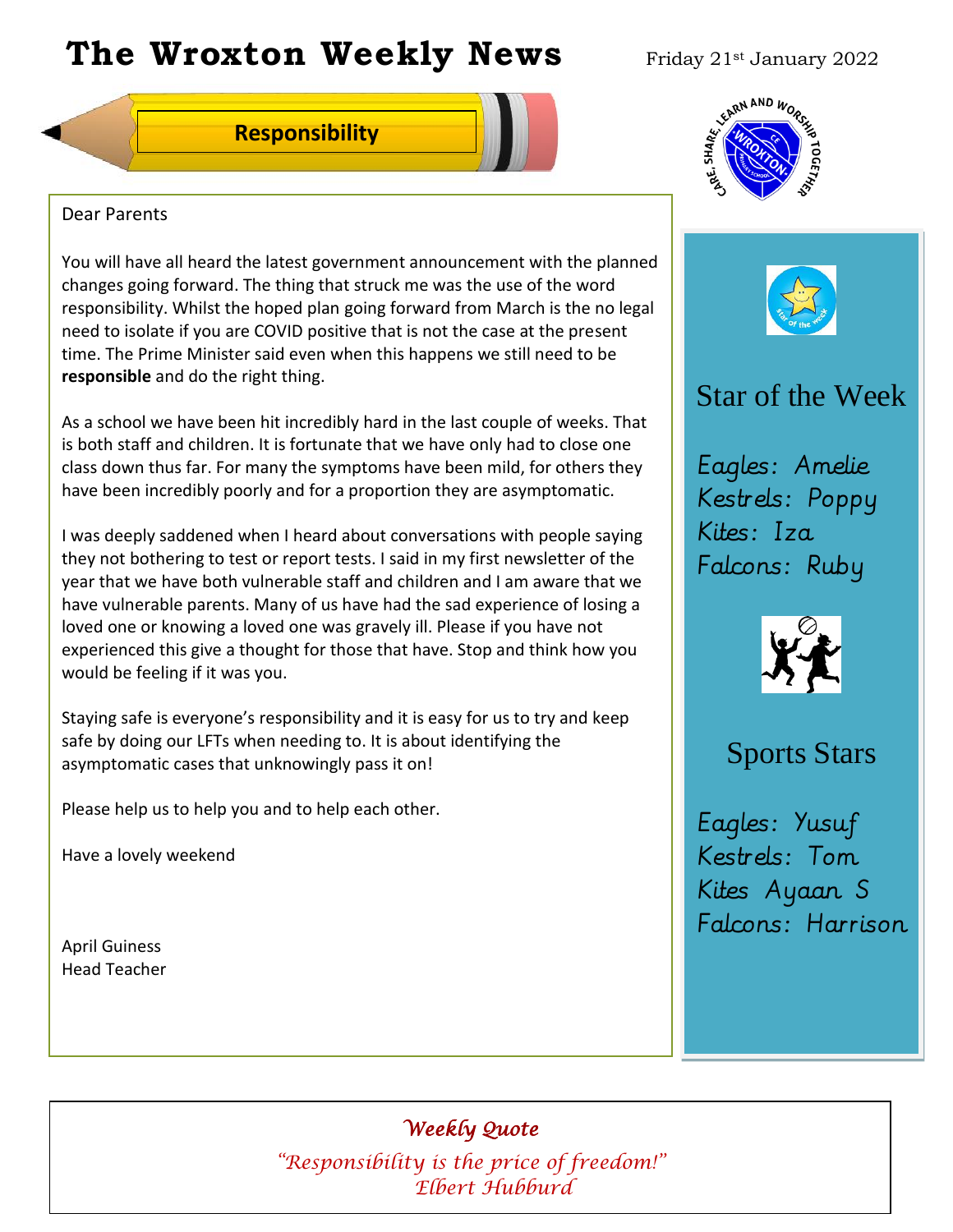# The Wroxton Weekly News

Friday 21st January 2022

## Responsibility

Dear Parents

You will have all heard the latest government announcement with the planned changes going forward. The thing that struck me was the use of the word responsibility. Whilst the hoped plan going forward from March is the no legal need to isolate if you are COVID positive that is not the case at the present time. The Prime Minister said even when this happens we still need to be **responsible** and do the right thing.

As a school we have been hit incredibly hard in the last couple of weeks. That is both staff and children. It is fortunate that we have only had to close one class down thus far. For many the symptoms have been mild, for others they have been incredibly poorly and for a proportion they are asymptomatic.

I was deeply saddened when I heard about conversations with people saying they not bothering to test or report tests. I said in my first newsletter of the year that we have both vulnerable staff and children and I am aware that we have vulnerable parents. Many of us have had the sad experience of losing a loved one or knowing a loved one was gravely ill. Please if you have not experienced this give a thought for those that have. Stop and think how you would be feeling if it was you.

Staying safe is everyone's responsibility and it is easy for us to try and keep safe by doing our LFTs when needing to. It is about identifying the asymptomatic cases that unknowingly pass it on!

Please help us to help you and to help each other.

Have a lovely weekend

April Guiness
Head Teacher

## Star of the Week

Eagles: Amelie
Kestrels: Poppy
Kites: Iza
Falcons: Ruby

## Sports Stars

Eagles: Yusuf
Kestrels: Tom
Kites Ayaan S
Falcons: Harrison

---

*Weekly Quote*

*"Responsibility is the price of freedom!"*
*Elbert Hubburd*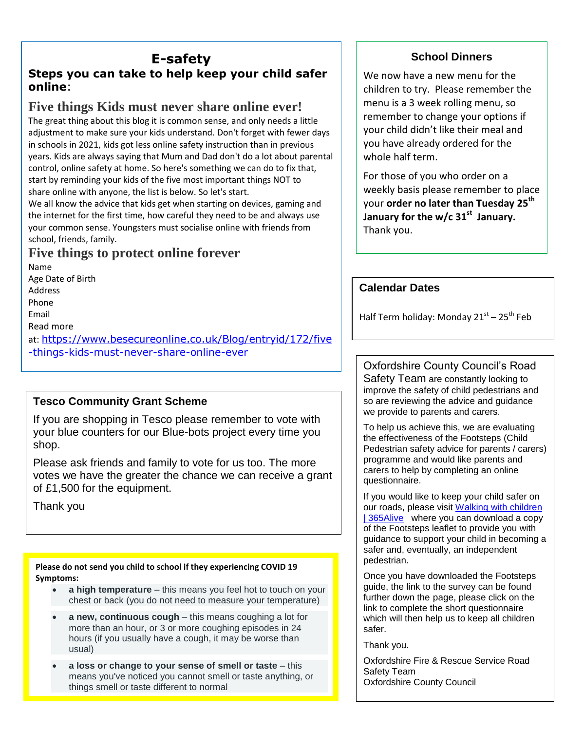# E-safety

**Steps you can take to help keep your child safer online**:

## Five things Kids must never share online ever!

The great thing about this blog it is common sense, and only needs a little adjustment to make sure your kids understand. Don't forget with fewer days in schools in 2021, kids got less online safety instruction than in previous years. Kids are always saying that Mum and Dad don't do a lot about parental control, online safety at home. So here's something we can do to fix that, start by reminding your kids of the five most important things NOT to share online with anyone, the list is below. So let's start.

We all know the advice that kids get when starting on devices, gaming and the internet for the first time, how careful they need to be and always use your common sense. Youngsters must socialise online with friends from school, friends, family.

## Five things to protect online forever

Name
Age Date of Birth
Address
Phone
Email
Read more at: https://www.besecureonline.co.uk/Blog/entryid/172/five-things-kids-must-never-share-online-ever

## Tesco Community Grant Scheme

If you are shopping in Tesco please remember to vote with your blue counters for our Blue-bots project every time you shop.

Please ask friends and family to vote for us too. The more votes we have the greater the chance we can receive a grant of £1,500 for the equipment.

Thank you

**Please do not send you child to school if they experiencing COVID 19 Symptoms:**

- **a high temperature** – this means you feel hot to touch on your chest or back (you do not need to measure your temperature)
- **a new, continuous cough** – this means coughing a lot for more than an hour, or 3 or more coughing episodes in 24 hours (if you usually have a cough, it may be worse than usual)
- **a loss or change to your sense of smell or taste** – this means you've noticed you cannot smell or taste anything, or things smell or taste different to normal

## School Dinners

We now have a new menu for the children to try. Please remember the menu is a 3 week rolling menu, so remember to change your options if your child didn't like their meal and you have already ordered for the whole half term.

For those of you who order on a weekly basis please remember to place your **order no later than Tuesday 25th January for the w/c 31st January.** Thank you.

## Calendar Dates

Half Term holiday: Monday 21st – 25th Feb

Oxfordshire County Council's Road Safety Team are constantly looking to improve the safety of child pedestrians and so are reviewing the advice and guidance we provide to parents and carers.

To help us achieve this, we are evaluating the effectiveness of the Footsteps (Child Pedestrian safety advice for parents / carers) programme and would like parents and carers to help by completing an online questionnaire.

If you would like to keep your child safer on our roads, please visit Walking with children | 365Alive where you can download a copy of the Footsteps leaflet to provide you with guidance to support your child in becoming a safer and, eventually, an independent pedestrian.

Once you have downloaded the Footsteps guide, the link to the survey can be found further down the page, please click on the link to complete the short questionnaire which will then help us to keep all children safer.

Thank you.

Oxfordshire Fire & Rescue Service Road Safety Team
Oxfordshire County Council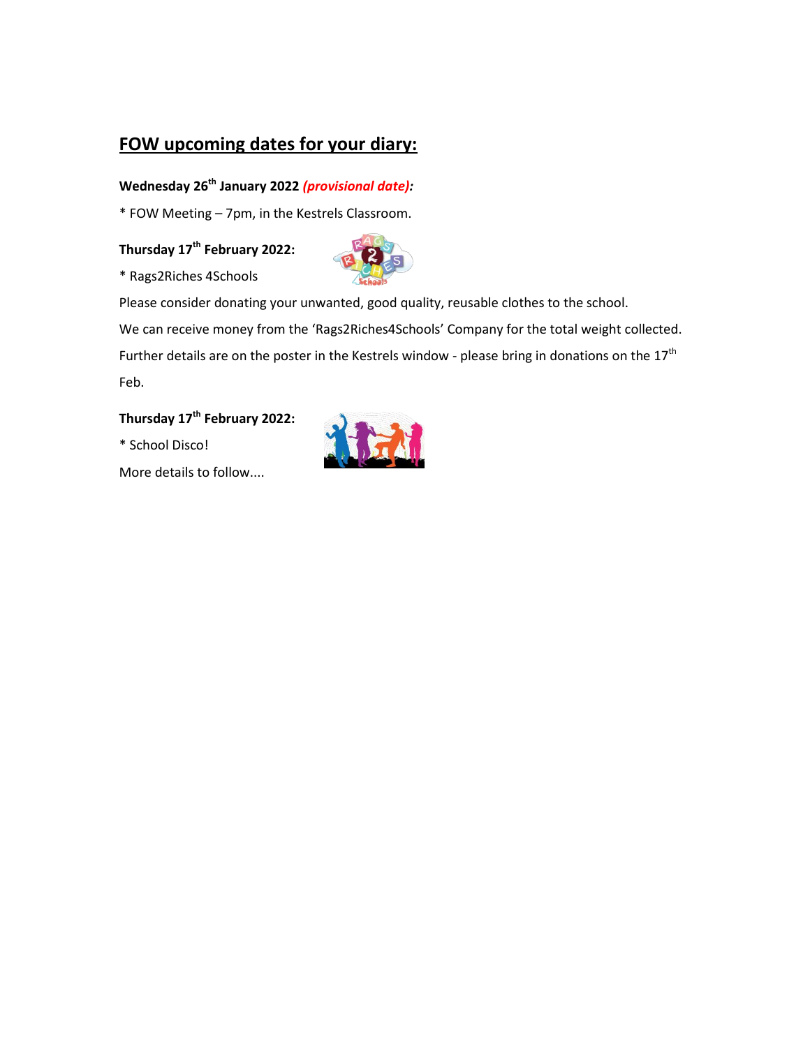## FOW upcoming dates for your diary:

**Wednesday 26th January 2022** ***(provisional date):***

* FOW Meeting – 7pm, in the Kestrels Classroom.

**Thursday 17th February 2022:**

* Rags2Riches 4Schools

Please consider donating your unwanted, good quality, reusable clothes to the school.

We can receive money from the 'Rags2Riches4Schools' Company for the total weight collected.

Further details are on the poster in the Kestrels window - please bring in donations on the 17th Feb.

**Thursday 17th February 2022:**

* School Disco!

More details to follow....